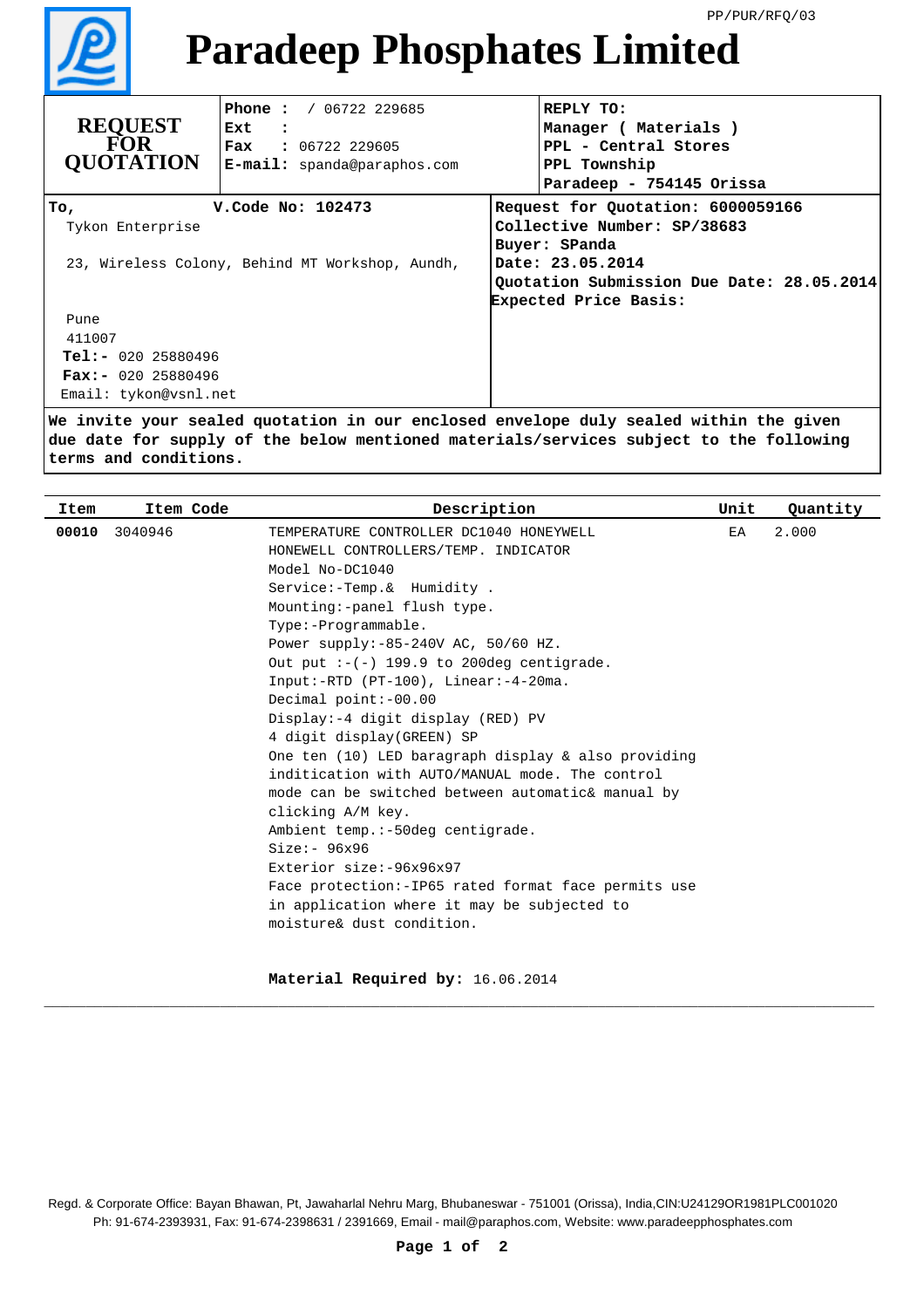PP/PUR/RFQ/03

# Paradeep Phosphates Limited

| REQUEST FOR QUOTATION | **Phone :** / 06722 229685<br>**Ext :**<br>**Fax :** 06722 229605<br>**E-mail:** spanda@paraphos.com | **REPLY TO:**<br>**Manager ( Materials )**<br>**PPL - Central Stores**<br>**PPL Township**<br>**Paradeep - 754145 Orissa** |
|---|---|---|

**To,** **V.Code No: 102473**

Tykon Enterprise

23, Wireless Colony, Behind MT Workshop, Aundh,

Pune
411007
**Tel:-** 020 25880496
**Fax:-** 020 25880496
Email: tykon@vsnl.net

**Request for Quotation: 6000059166**
**Collective Number: SP/38683**
**Buyer: SPanda**
**Date: 23.05.2014**
**Quotation Submission Due Date: 28.05.2014**
**Expected Price Basis:**

**We invite your sealed quotation in our enclosed envelope duly sealed within the given due date for supply of the below mentioned materials/services subject to the following terms and conditions.**

| Item | Item Code | Description | Unit | Quantity |
|---|---|---|---|---|
| **00010** | 3040946 | TEMPERATURE CONTROLLER DC1040 HONEYWELL<br>HONEWELL CONTROLLERS/TEMP. INDICATOR<br>Model No-DC1040<br>Service:-Temp.& Humidity .<br>Mounting:-panel flush type.<br>Type:-Programmable.<br>Power supply:-85-240V AC, 50/60 HZ.<br>Out put :-(-) 199.9 to 200deg centigrade.<br>Input:-RTD (PT-100), Linear:-4-20ma.<br>Decimal point:-00.00<br>Display:-4 digit display (RED) PV<br>4 digit display(GREEN) SP<br>One ten (10) LED baragraph display & also providing inditication with AUTO/MANUAL mode. The control mode can be switched between automatic& manual by clicking A/M key.<br>Ambient temp.:-50deg centigrade.<br>Size:- 96x96<br>Exterior size:-96x96x97<br>Face protection:-IP65 rated format face permits use in application where it may be subjected to moisture& dust condition.<br><br>**Material Required by:** 16.06.2014 | EA | 2.000 |

Regd. & Corporate Office: Bayan Bhawan, Pt, Jawaharlal Nehru Marg, Bhubaneswar - 751001 (Orissa), India,CIN:U24129OR1981PLC001020
Ph: 91-674-2393931, Fax: 91-674-2398631 / 2391669, Email - mail@paraphos.com, Website: www.paradeepphosphates.com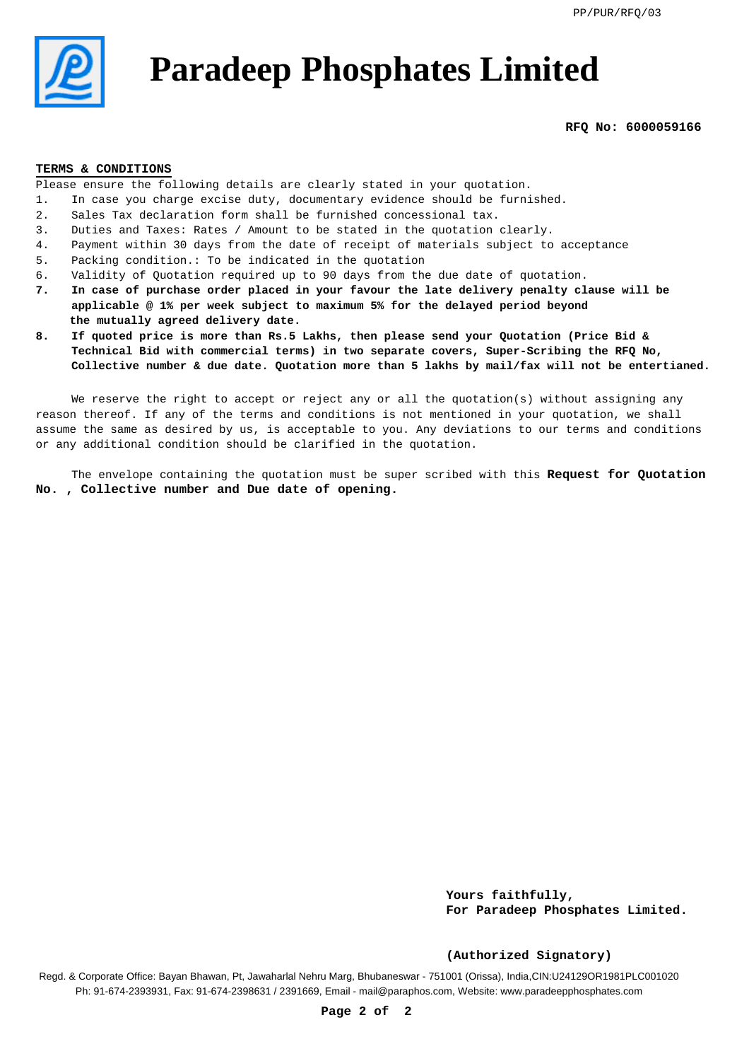PP/PUR/RFQ/03

# Paradeep Phosphates Limited

**RFQ No: 6000059166**

**TERMS & CONDITIONS**

Please ensure the following details are clearly stated in your quotation.

1. In case you charge excise duty, documentary evidence should be furnished.
2. Sales Tax declaration form shall be furnished concessional tax.
3. Duties and Taxes: Rates / Amount to be stated in the quotation clearly.
4. Payment within 30 days from the date of receipt of materials subject to acceptance
5. Packing condition.: To be indicated in the quotation
6. Validity of Quotation required up to 90 days from the due date of quotation.
7. **In case of purchase order placed in your favour the late delivery penalty clause will be applicable @ 1% per week subject to maximum 5% for the delayed period beyond the mutually agreed delivery date.**
8. **If quoted price is more than Rs.5 Lakhs, then please send your Quotation (Price Bid & Technical Bid with commercial terms) in two separate covers, Super-Scribing the RFQ No, Collective number & due date. Quotation more than 5 lakhs by mail/fax will not be entertianed.**

We reserve the right to accept or reject any or all the quotation(s) without assigning any reason thereof. If any of the terms and conditions is not mentioned in your quotation, we shall assume the same as desired by us, is acceptable to you. Any deviations to our terms and conditions or any additional condition should be clarified in the quotation.

The envelope containing the quotation must be super scribed with this **Request for Quotation No. , Collective number and Due date of opening.**

**Yours faithfully,**
**For Paradeep Phosphates Limited.**

**(Authorized Signatory)**

Regd. & Corporate Office: Bayan Bhawan, Pt, Jawaharlal Nehru Marg, Bhubaneswar - 751001 (Orissa), India,CIN:U24129OR1981PLC001020
Ph: 91-674-2393931, Fax: 91-674-2398631 / 2391669, Email - mail@paraphos.com, Website: www.paradeepphosphates.com